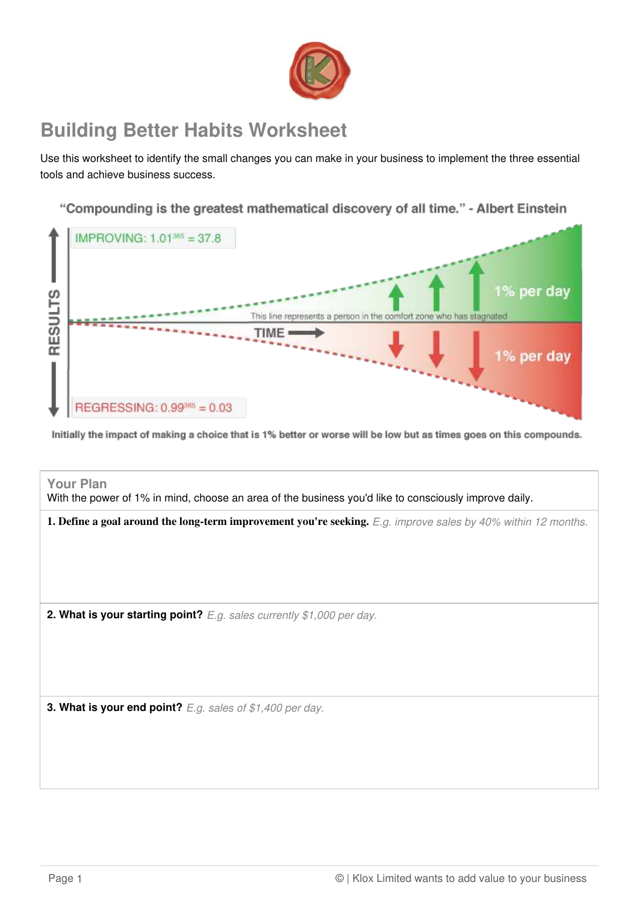# Building Better Habits Worksheet

Use this worksheet to identify the small changes you can make in your business to implement the three essential tools and achieve business success.

"Compounding is the greatest mathematical discovery of all time." - Albert Einstein

IMPROVING: $1.01^{365} = 37.8$

1% per day

This line represents a person in the comfort zone who has stagnated

TIME

1% per day

REGRESSING: $0.99^{365} = 0.03$

RESULTS

Initially the impact of making a choice that is 1% better or worse will be low but as times goes on this compounds.

## Your Plan

With the power of 1% in mind, choose an area of the business you'd like to consciously improve daily.

**1. Define a goal around the long-term improvement you're seeking.** *E.g. improve sales by 40% within 12 months.*

**2. What is your starting point?** *E.g. sales currently $1,000 per day.*

**3. What is your end point?** *E.g. sales of $1,400 per day.*

© | Klox Limited wants to add value to your business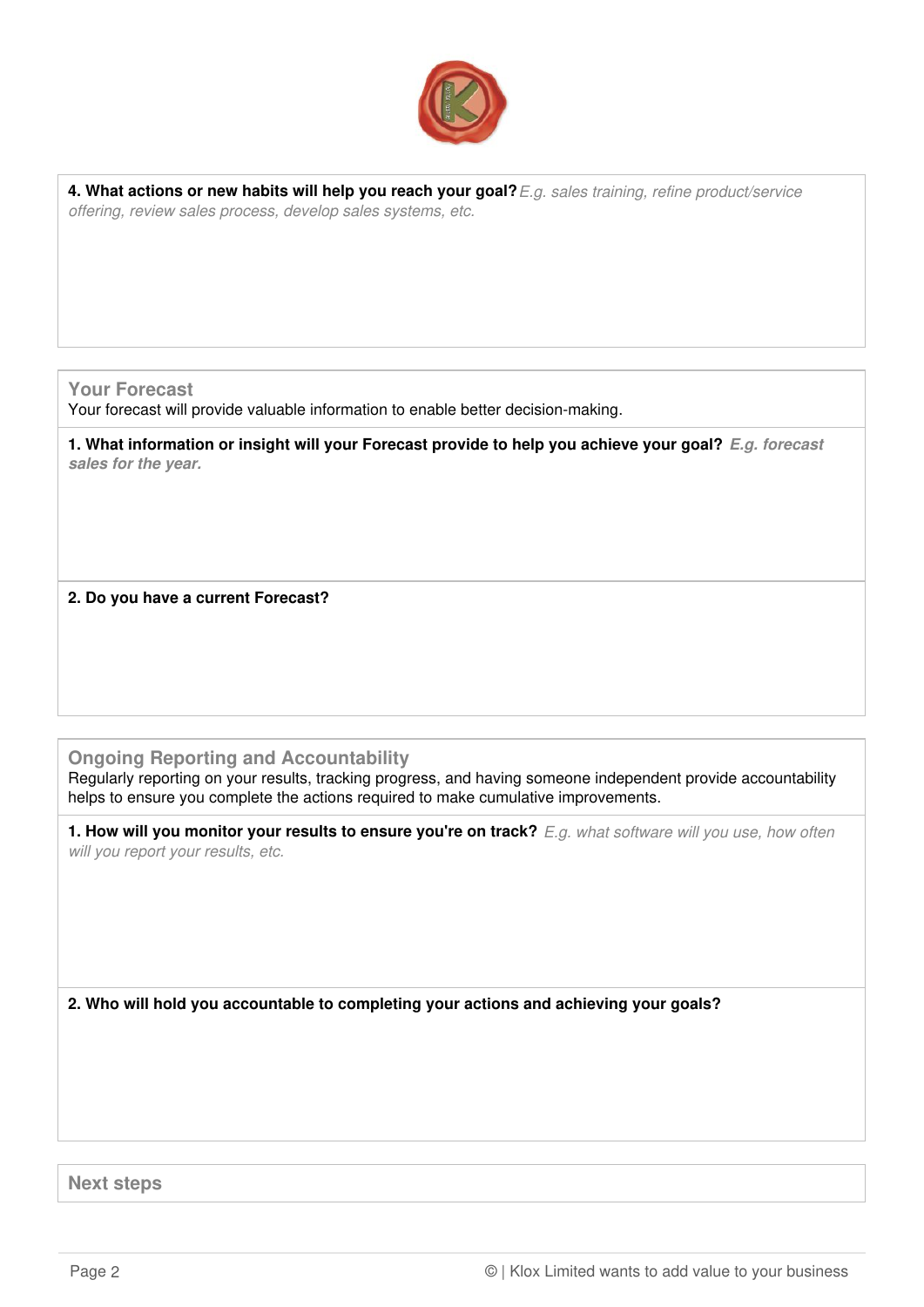**4. What actions or new habits will help you reach your goal?** *E.g. sales training, refine product/service offering, review sales process, develop sales systems, etc.*

## Your Forecast

Your forecast will provide valuable information to enable better decision-making.

**1. What information or insight will your Forecast provide to help you achieve your goal?** ***E.g. forecast sales for the year.***

**2. Do you have a current Forecast?**

## Ongoing Reporting and Accountability

Regularly reporting on your results, tracking progress, and having someone independent provide accountability helps to ensure you complete the actions required to make cumulative improvements.

**1. How will you monitor your results to ensure you're on track?** *E.g. what software will you use, how often will you report your results, etc.*

**2. Who will hold you accountable to completing your actions and achieving your goals?**

## Next steps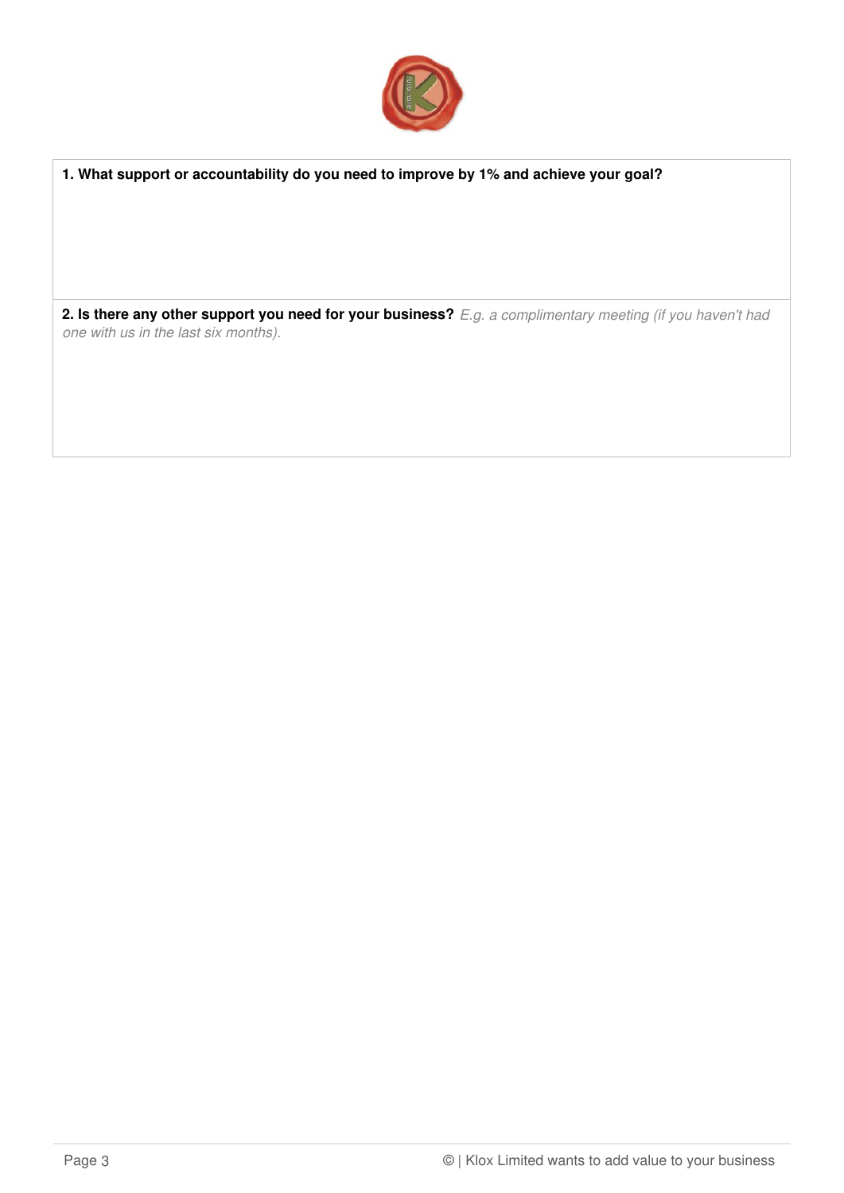**1. What support or accountability do you need to improve by 1% and achieve your goal?**

**2. Is there any other support you need for your business?** *E.g. a complimentary meeting (if you haven't had one with us in the last six months).*